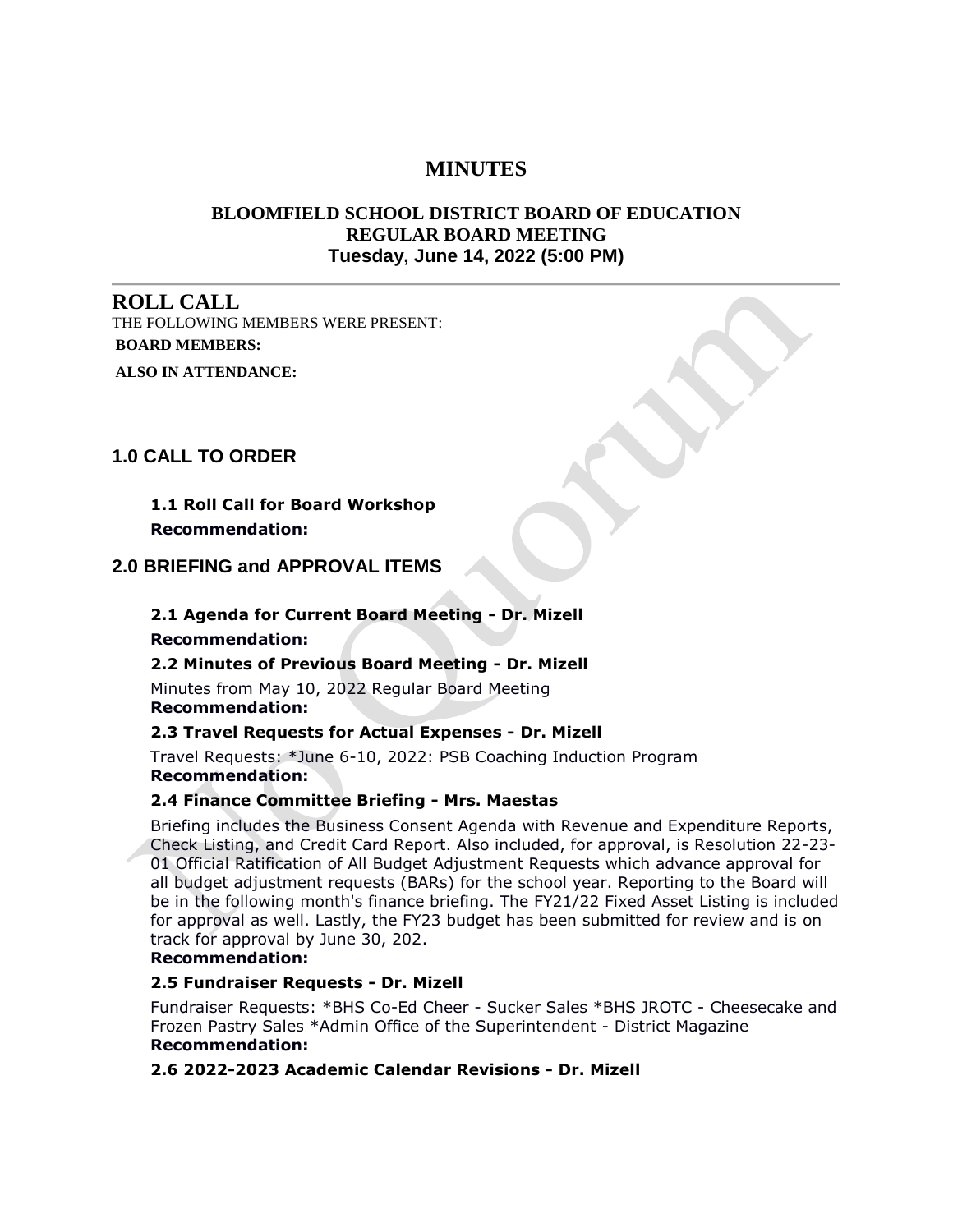# MINUTES

## BLOOMFIELD SCHOOL DISTRICT BOARD OF EDUCATION
## REGULAR BOARD MEETING
### Tuesday, June 14, 2022 (5:00 PM)

---

## ROLL CALL

THE FOLLOWING MEMBERS WERE PRESENT:

**BOARD MEMBERS:**

**ALSO IN ATTENDANCE:**

## 1.0 CALL TO ORDER

### 1.1 Roll Call for Board Workshop

**Recommendation:**

## 2.0 BRIEFING and APPROVAL ITEMS

### 2.1 Agenda for Current Board Meeting - Dr. Mizell

**Recommendation:**

### 2.2 Minutes of Previous Board Meeting - Dr. Mizell

Minutes from May 10, 2022 Regular Board Meeting
**Recommendation:**

### 2.3 Travel Requests for Actual Expenses - Dr. Mizell

Travel Requests: *June 6-10, 2022: PSB Coaching Induction Program
**Recommendation:**

### 2.4 Finance Committee Briefing - Mrs. Maestas

Briefing includes the Business Consent Agenda with Revenue and Expenditure Reports, Check Listing, and Credit Card Report. Also included, for approval, is Resolution 22-23-01 Official Ratification of All Budget Adjustment Requests which advance approval for all budget adjustment requests (BARs) for the school year. Reporting to the Board will be in the following month's finance briefing. The FY21/22 Fixed Asset Listing is included for approval as well. Lastly, the FY23 budget has been submitted for review and is on track for approval by June 30, 202.
**Recommendation:**

### 2.5 Fundraiser Requests - Dr. Mizell

Fundraiser Requests: *BHS Co-Ed Cheer - Sucker Sales *BHS JROTC - Cheesecake and Frozen Pastry Sales *Admin Office of the Superintendent - District Magazine
**Recommendation:**

### 2.6 2022-2023 Academic Calendar Revisions - Dr. Mizell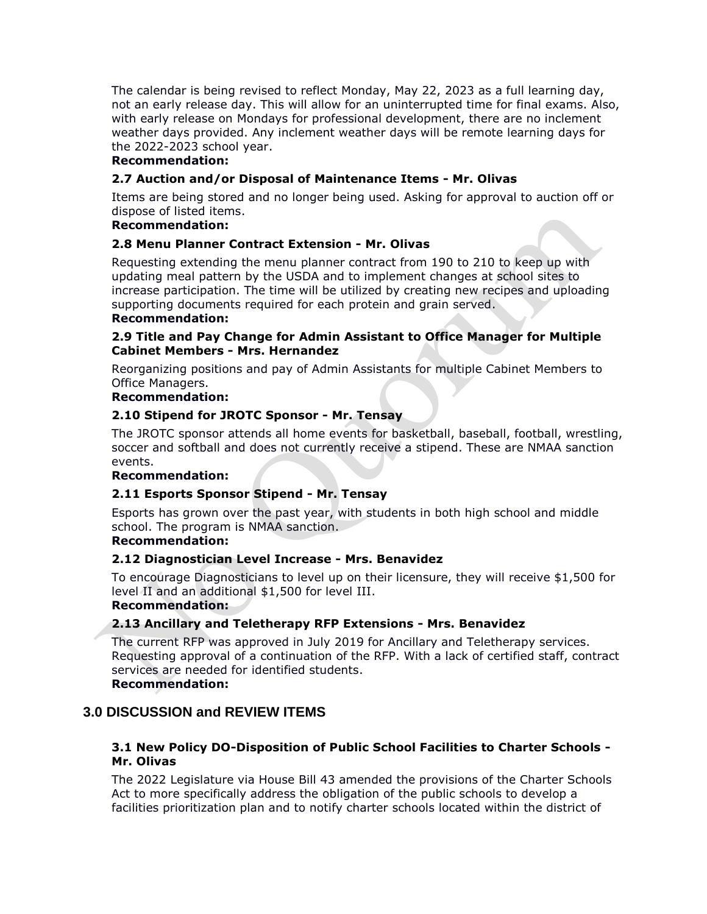The calendar is being revised to reflect Monday, May 22, 2023 as a full learning day, not an early release day. This will allow for an uninterrupted time for final exams. Also, with early release on Mondays for professional development, there are no inclement weather days provided. Any inclement weather days will be remote learning days for the 2022-2023 school year.

**Recommendation:**

### 2.7 Auction and/or Disposal of Maintenance Items - Mr. Olivas

Items are being stored and no longer being used. Asking for approval to auction off or dispose of listed items.

**Recommendation:**

### 2.8 Menu Planner Contract Extension - Mr. Olivas

Requesting extending the menu planner contract from 190 to 210 to keep up with updating meal pattern by the USDA and to implement changes at school sites to increase participation. The time will be utilized by creating new recipes and uploading supporting documents required for each protein and grain served.

**Recommendation:**

### 2.9 Title and Pay Change for Admin Assistant to Office Manager for Multiple Cabinet Members - Mrs. Hernandez

Reorganizing positions and pay of Admin Assistants for multiple Cabinet Members to Office Managers.

**Recommendation:**

### 2.10 Stipend for JROTC Sponsor - Mr. Tensay

The JROTC sponsor attends all home events for basketball, baseball, football, wrestling, soccer and softball and does not currently receive a stipend. These are NMAA sanction events.

**Recommendation:**

### 2.11 Esports Sponsor Stipend - Mr. Tensay

Esports has grown over the past year, with students in both high school and middle school. The program is NMAA sanction.

**Recommendation:**

### 2.12 Diagnostician Level Increase - Mrs. Benavidez

To encourage Diagnosticians to level up on their licensure, they will receive $1,500 for level II and an additional $1,500 for level III.

**Recommendation:**

### 2.13 Ancillary and Teletherapy RFP Extensions - Mrs. Benavidez

The current RFP was approved in July 2019 for Ancillary and Teletherapy services. Requesting approval of a continuation of the RFP. With a lack of certified staff, contract services are needed for identified students.

**Recommendation:**

## 3.0 DISCUSSION and REVIEW ITEMS

### 3.1 New Policy DO-Disposition of Public School Facilities to Charter Schools - Mr. Olivas

The 2022 Legislature via House Bill 43 amended the provisions of the Charter Schools Act to more specifically address the obligation of the public schools to develop a facilities prioritization plan and to notify charter schools located within the district of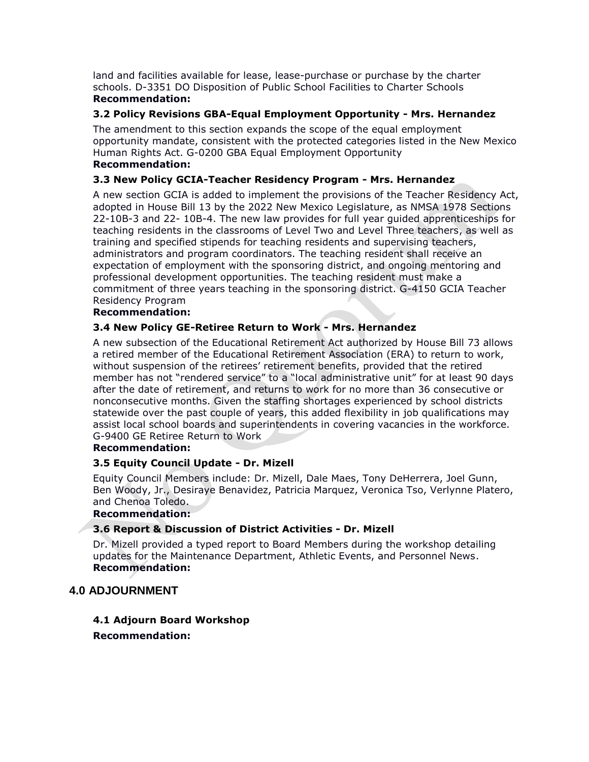land and facilities available for lease, lease-purchase or purchase by the charter schools. D-3351 DO Disposition of Public School Facilities to Charter Schools
**Recommendation:**

### 3.2 Policy Revisions GBA-Equal Employment Opportunity - Mrs. Hernandez

The amendment to this section expands the scope of the equal employment opportunity mandate, consistent with the protected categories listed in the New Mexico Human Rights Act. G-0200 GBA Equal Employment Opportunity
**Recommendation:**

### 3.3 New Policy GCIA-Teacher Residency Program - Mrs. Hernandez

A new section GCIA is added to implement the provisions of the Teacher Residency Act, adopted in House Bill 13 by the 2022 New Mexico Legislature, as NMSA 1978 Sections 22-10B-3 and 22- 10B-4. The new law provides for full year guided apprenticeships for teaching residents in the classrooms of Level Two and Level Three teachers, as well as training and specified stipends for teaching residents and supervising teachers, administrators and program coordinators. The teaching resident shall receive an expectation of employment with the sponsoring district, and ongoing mentoring and professional development opportunities. The teaching resident must make a commitment of three years teaching in the sponsoring district. G-4150 GCIA Teacher Residency Program
**Recommendation:**

### 3.4 New Policy GE-Retiree Return to Work - Mrs. Hernandez

A new subsection of the Educational Retirement Act authorized by House Bill 73 allows a retired member of the Educational Retirement Association (ERA) to return to work, without suspension of the retirees' retirement benefits, provided that the retired member has not "rendered service" to a "local administrative unit" for at least 90 days after the date of retirement, and returns to work for no more than 36 consecutive or nonconsecutive months. Given the staffing shortages experienced by school districts statewide over the past couple of years, this added flexibility in job qualifications may assist local school boards and superintendents in covering vacancies in the workforce. G-9400 GE Retiree Return to Work
**Recommendation:**

### 3.5 Equity Council Update - Dr. Mizell

Equity Council Members include: Dr. Mizell, Dale Maes, Tony DeHerrera, Joel Gunn, Ben Woody, Jr., Desiraye Benavidez, Patricia Marquez, Veronica Tso, Verlynne Platero, and Chenoa Toledo.
**Recommendation:**

### 3.6 Report & Discussion of District Activities - Dr. Mizell

Dr. Mizell provided a typed report to Board Members during the workshop detailing updates for the Maintenance Department, Athletic Events, and Personnel News.
**Recommendation:**

## 4.0 ADJOURNMENT

### 4.1 Adjourn Board Workshop

**Recommendation:**